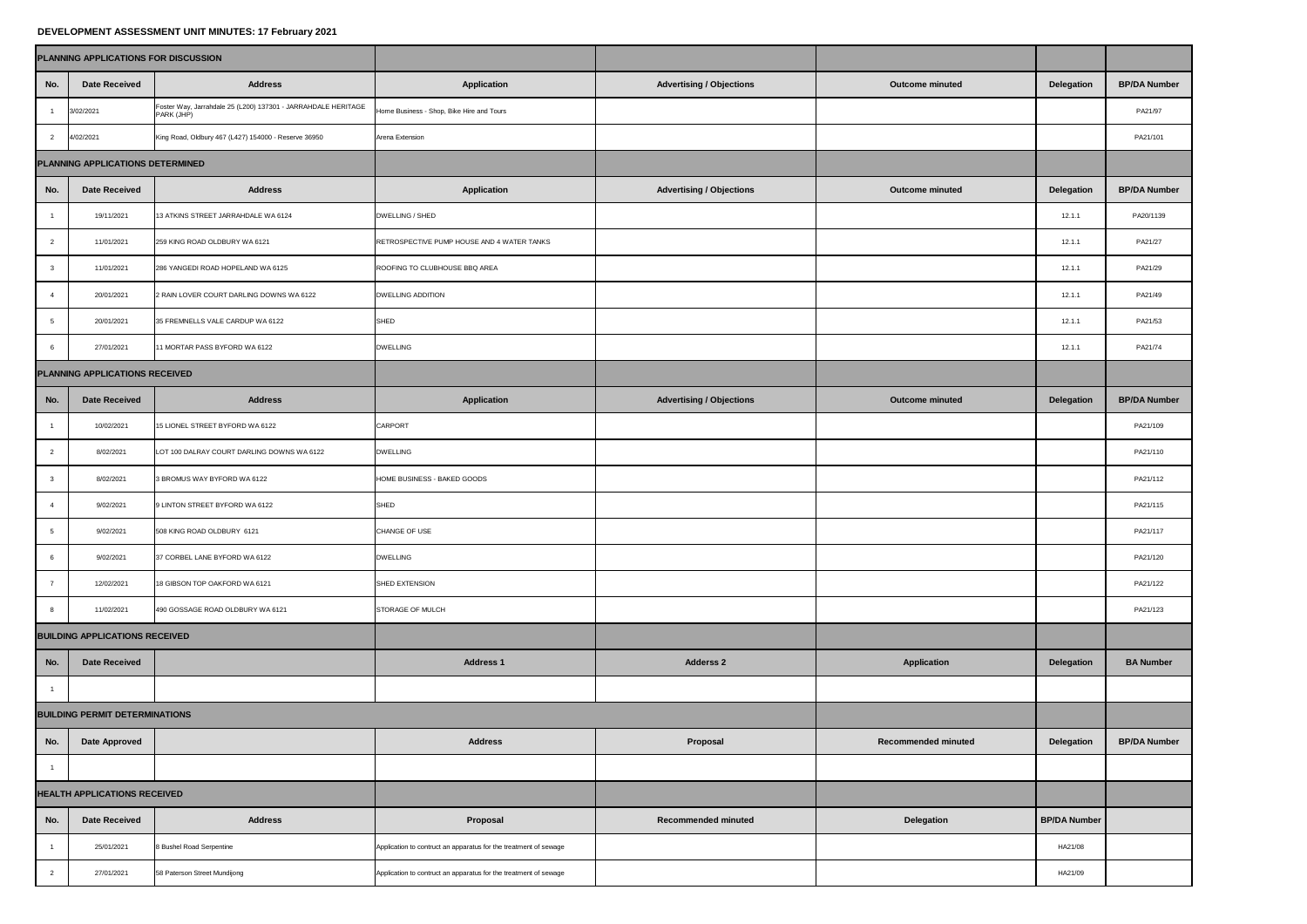# DEVELOPMENT ASSESSMENT UNIT MINUTES: 17 February 2021

| PLANNING APPLICATIONS FOR DISCUSSION | | | | | | | |
|---|---|---|---|---|---|---|---|
| **No.** | **Date Received** | **Address** | **Application** | **Advertising / Objections** | **Outcome minuted** | **Delegation** | **BP/DA Number** |
| 1 | 3/02/2021 | Foster Way, Jarrahdale 25 (L200) 137301 - JARRAHDALE HERITAGE PARK (JHP) | Home Business - Shop, Bike Hire and Tours | | | | PA21/97 |
| 2 | 4/02/2021 | King Road, Oldbury 467 (L427) 154000 - Reserve 36950 | Arena Extension | | | | PA21/101 |
| **PLANNING APPLICATIONS DETERMINED** | | | | | | | |
| **No.** | **Date Received** | **Address** | **Application** | **Advertising / Objections** | **Outcome minuted** | **Delegation** | **BP/DA Number** |
| 1 | 19/11/2021 | 13 ATKINS STREET JARRAHDALE WA 6124 | DWELLING / SHED | | | 12.1.1 | PA20/1139 |
| 2 | 11/01/2021 | 259 KING ROAD OLDBURY WA 6121 | RETROSPECTIVE PUMP HOUSE AND 4 WATER TANKS | | | 12.1.1 | PA21/27 |
| 3 | 11/01/2021 | 286 YANGEDI ROAD HOPELAND WA 6125 | ROOFING TO CLUBHOUSE BBQ AREA | | | 12.1.1 | PA21/29 |
| 4 | 20/01/2021 | 2 RAIN LOVER COURT DARLING DOWNS WA 6122 | DWELLING ADDITION | | | 12.1.1 | PA21/49 |
| 5 | 20/01/2021 | 35 FREMNELLS VALE CARDUP WA 6122 | SHED | | | 12.1.1 | PA21/53 |
| 6 | 27/01/2021 | 11 MORTAR PASS BYFORD WA 6122 | DWELLING | | | 12.1.1 | PA21/74 |
| **PLANNING APPLICATIONS RECEIVED** | | | | | | | |
| **No.** | **Date Received** | **Address** | **Application** | **Advertising / Objections** | **Outcome minuted** | **Delegation** | **BP/DA Number** |
| 1 | 10/02/2021 | 15 LIONEL STREET BYFORD WA 6122 | CARPORT | | | | PA21/109 |
| 2 | 8/02/2021 | LOT 100 DALRAY COURT DARLING DOWNS WA 6122 | DWELLING | | | | PA21/110 |
| 3 | 8/02/2021 | 3 BROMUS WAY BYFORD WA 6122 | HOME BUSINESS - BAKED GOODS | | | | PA21/112 |
| 4 | 9/02/2021 | 9 LINTON STREET BYFORD WA 6122 | SHED | | | | PA21/115 |
| 5 | 9/02/2021 | 508 KING ROAD OLDBURY 6121 | CHANGE OF USE | | | | PA21/117 |
| 6 | 9/02/2021 | 37 CORBEL LANE BYFORD WA 6122 | DWELLING | | | | PA21/120 |
| 7 | 12/02/2021 | 18 GIBSON TOP OAKFORD WA 6121 | SHED EXTENSION | | | | PA21/122 |
| 8 | 11/02/2021 | 490 GOSSAGE ROAD OLDBURY WA 6121 | STORAGE OF MULCH | | | | PA21/123 |
| **BUILDING APPLICATIONS RECEIVED** | | | | | | | |
| **No.** | **Date Received** | | **Address 1** | **Adderss 2** | **Application** | **Delegation** | **BA Number** |
| 1 | | | | | | | |
| **BUILDING PERMIT DETERMINATIONS** | | | | | | | |
| **No.** | **Date Approved** | | **Address** | **Proposal** | **Recommended minuted** | **Delegation** | **BP/DA Number** |
| 1 | | | | | | | |
| **HEALTH APPLICATIONS RECEIVED** | | | | | | | |
| **No.** | **Date Received** | **Address** | **Proposal** | **Recommended minuted** | **Delegation** | **BP/DA Number** | |
| 1 | 25/01/2021 | 8 Bushel Road Serpentine | Application to contruct an apparatus for the treatment of sewage | | | HA21/08 | |
| 2 | 27/01/2021 | 58 Paterson Street Mundijong | Application to contruct an apparatus for the treatment of sewage | | | HA21/09 | |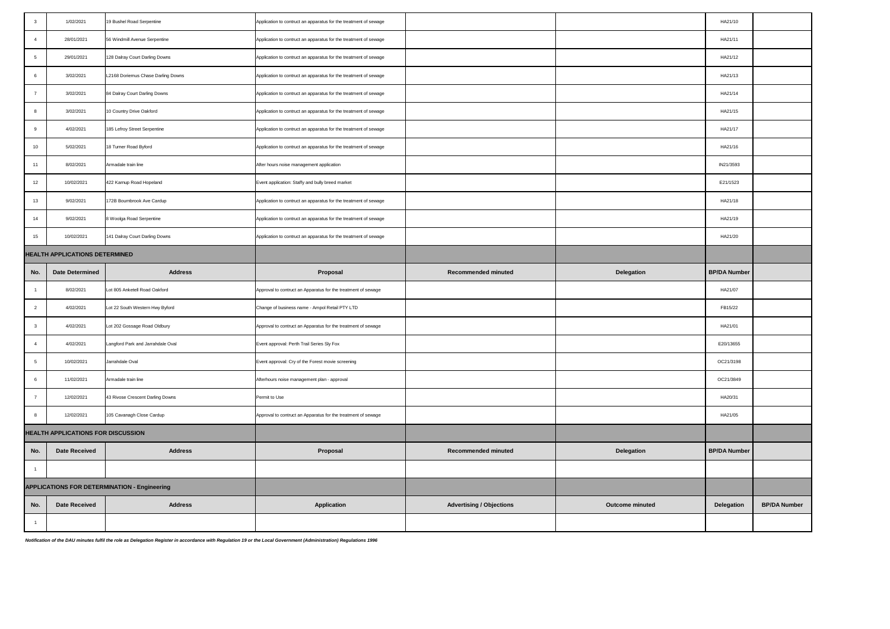| | | | | | | | |
|---|---|---|---|---|---|---|---|
| 3 | 1/02/2021 | 19 Bushel Road Serpentine | Application to contruct an apparatus for the treatment of sewage | | | HA21/10 | |
| 4 | 28/01/2021 | 56 Windmill Avenue Serpentine | Application to contruct an apparatus for the treatment of sewage | | | HA21/11 | |
| 5 | 29/01/2021 | 128 Dalray Court Darling Downs | Application to contruct an apparatus for the treatment of sewage | | | HA21/12 | |
| 6 | 3/02/2021 | L2168 Doriemus Chase Darling Downs | Application to contruct an apparatus for the treatment of sewage | | | HA21/13 | |
| 7 | 3/02/2021 | 84 Dalray Court Darling Downs | Application to contruct an apparatus for the treatment of sewage | | | HA21/14 | |
| 8 | 3/02/2021 | 10 Country Drive Oakford | Application to contruct an apparatus for the treatment of sewage | | | HA21/15 | |
| 9 | 4/02/2021 | 185 Lefroy Street Serpentine | Application to contruct an apparatus for the treatment of sewage | | | HA21/17 | |
| 10 | 5/02/2021 | 18 Turner Road Byford | Application to contruct an apparatus for the treatment of sewage | | | HA21/16 | |
| 11 | 8/02/2021 | Armadale train line | After hours noise management application | | | IN21/3593 | |
| 12 | 10/02/2021 | 422 Karnup Road Hopeland | Event application: Staffy and bully breed market | | | E21/1523 | |
| 13 | 9/02/2021 | 172B Bournbrook Ave Cardup | Application to contruct an apparatus for the treatment of sewage | | | HA21/18 | |
| 14 | 9/02/2021 | 8 Woolga Road Serpentine | Application to contruct an apparatus for the treatment of sewage | | | HA21/19 | |
| 15 | 10/02/2021 | 141 Dalray Court Darling Downs | Application to contruct an apparatus for the treatment of sewage | | | HA21/20 | |
| **HEALTH APPLICATIONS DETERMINED** | | | | | | | |
| **No.** | **Date Determined** | **Address** | **Proposal** | **Recommended minuted** | **Delegation** | **BP/DA Number** | |
| 1 | 8/02/2021 | Lot 805 Anketell Road Oakford | Approval to contruct an Apparatus for the treatment of sewage | | | HA21/07 | |
| 2 | 4/02/2021 | Lot 22 South Western Hwy Byford | Change of business name - Ampol Retail PTY LTD | | | FB15/22 | |
| 3 | 4/02/2021 | Lot 202 Gossage Road Oldbury | Approval to contruct an Apparatus for the treatment of sewage | | | HA21/01 | |
| 4 | 4/02/2021 | Langford Park and Jarrahdale Oval | Event approval: Perth Trail Series Sly Fox | | | E20/13655 | |
| 5 | 10/02/2021 | Jarrahdale Oval | Event approval: Cry of the Forest movie screening | | | OC21/3198 | |
| 6 | 11/02/2021 | Armadale train line | Afterhours noise management plan - approval | | | OC21/3849 | |
| 7 | 12/02/2021 | 43 Rivose Crescent Darling Downs | Permit to Use | | | HA20/31 | |
| 8 | 12/02/2021 | 105 Cavanagh Close Cardup | Approval to contruct an Apparatus for the treatment of sewage | | | HA21/05 | |
| **HEALTH APPLICATIONS FOR DISCUSSION** | | | | | | | |
| **No.** | **Date Received** | **Address** | **Proposal** | **Recommended minuted** | **Delegation** | **BP/DA Number** | |
| 1 | | | | | | | |
| **APPLICATIONS FOR DETERMINATION - Engineering** | | | | | | | |
| **No.** | **Date Received** | **Address** | **Application** | **Advertising / Objections** | **Outcome minuted** | **Delegation** | **BP/DA Number** |
| 1 | | | | | | | |

*Notification of the DAU minutes fulfil the role as Delegation Register in accordance with Regulation 19 or the Local Government (Administration) Regulations 1996*